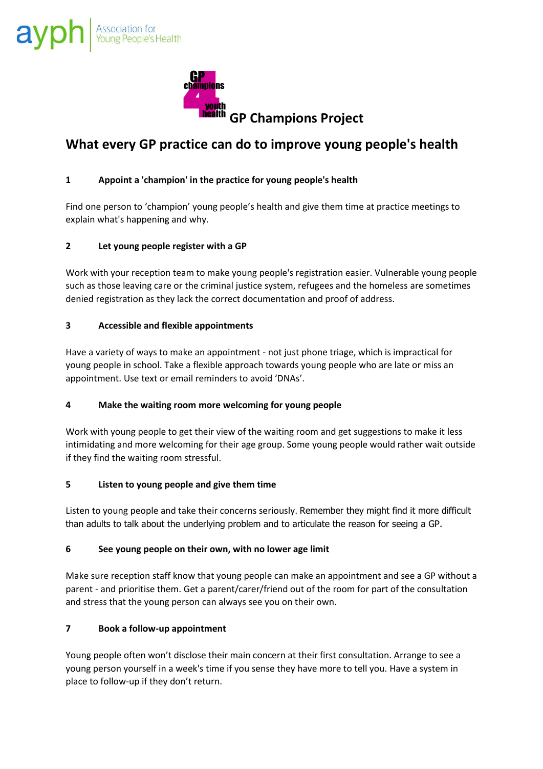# GP Champions Project

## What every GP practice can do to improve young people's health

### 1 Appoint a 'champion' in the practice for young people's health

Find one person to 'champion' young people's health and give them time at practice meetings to explain what's happening and why.

### 2 Let young people register with a GP

Work with your reception team to make young people's registration easier. Vulnerable young people such as those leaving care or the criminal justice system, refugees and the homeless are sometimes denied registration as they lack the correct documentation and proof of address.

### 3 Accessible and flexible appointments

Have a variety of ways to make an appointment - not just phone triage, which is impractical for young people in school. Take a flexible approach towards young people who are late or miss an appointment. Use text or email reminders to avoid 'DNAs'.

### 4 Make the waiting room more welcoming for young people

Work with young people to get their view of the waiting room and get suggestions to make it less intimidating and more welcoming for their age group. Some young people would rather wait outside if they find the waiting room stressful.

### 5 Listen to young people and give them time

Listen to young people and take their concerns seriously. Remember they might find it more difficult than adults to talk about the underlying problem and to articulate the reason for seeing a GP.

### 6 See young people on their own, with no lower age limit

Make sure reception staff know that young people can make an appointment and see a GP without a parent - and prioritise them. Get a parent/carer/friend out of the room for part of the consultation and stress that the young person can always see you on their own.

### 7 Book a follow-up appointment

Young people often won't disclose their main concern at their first consultation. Arrange to see a young person yourself in a week's time if you sense they have more to tell you. Have a system in place to follow-up if they don't return.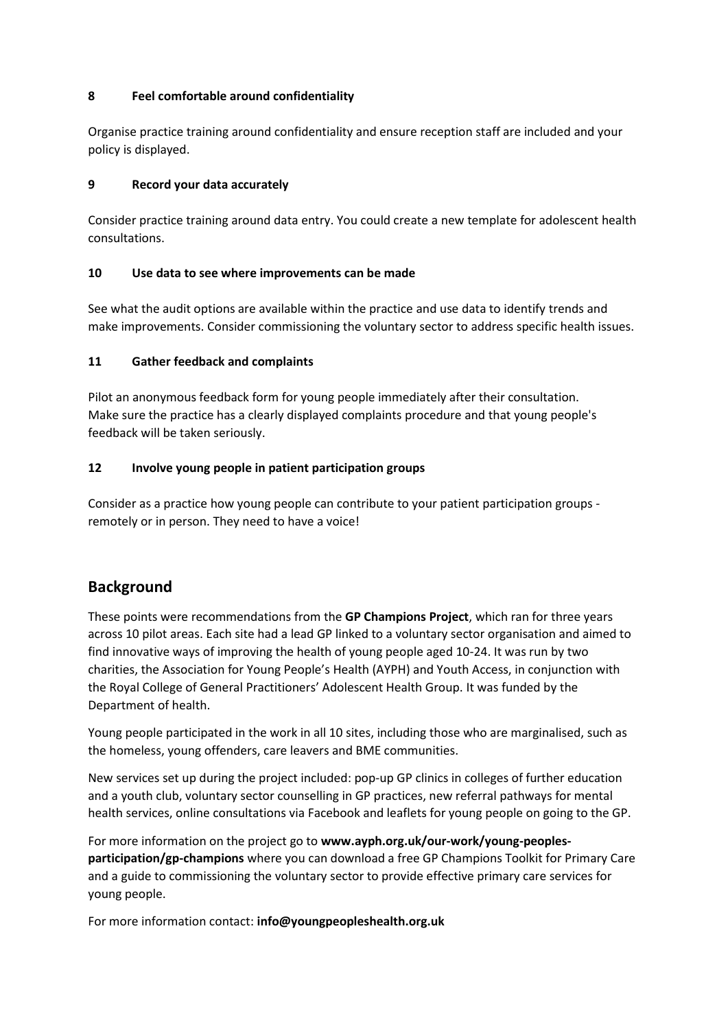### 8 Feel comfortable around confidentiality

Organise practice training around confidentiality and ensure reception staff are included and your policy is displayed.

### 9 Record your data accurately

Consider practice training around data entry. You could create a new template for adolescent health consultations.

### 10 Use data to see where improvements can be made

See what the audit options are available within the practice and use data to identify trends and make improvements. Consider commissioning the voluntary sector to address specific health issues.

### 11 Gather feedback and complaints

Pilot an anonymous feedback form for young people immediately after their consultation. Make sure the practice has a clearly displayed complaints procedure and that young people's feedback will be taken seriously.

### 12 Involve young people in patient participation groups

Consider as a practice how young people can contribute to your patient participation groups - remotely or in person. They need to have a voice!

## Background

These points were recommendations from the **GP Champions Project**, which ran for three years across 10 pilot areas. Each site had a lead GP linked to a voluntary sector organisation and aimed to find innovative ways of improving the health of young people aged 10-24. It was run by two charities, the Association for Young People's Health (AYPH) and Youth Access, in conjunction with the Royal College of General Practitioners' Adolescent Health Group. It was funded by the Department of health.

Young people participated in the work in all 10 sites, including those who are marginalised, such as the homeless, young offenders, care leavers and BME communities.

New services set up during the project included: pop-up GP clinics in colleges of further education and a youth club, voluntary sector counselling in GP practices, new referral pathways for mental health services, online consultations via Facebook and leaflets for young people on going to the GP.

For more information on the project go to **www.ayph.org.uk/our-work/young-peoples-participation/gp-champions** where you can download a free GP Champions Toolkit for Primary Care and a guide to commissioning the voluntary sector to provide effective primary care services for young people.

For more information contact: **info@youngpeopleshealth.org.uk**